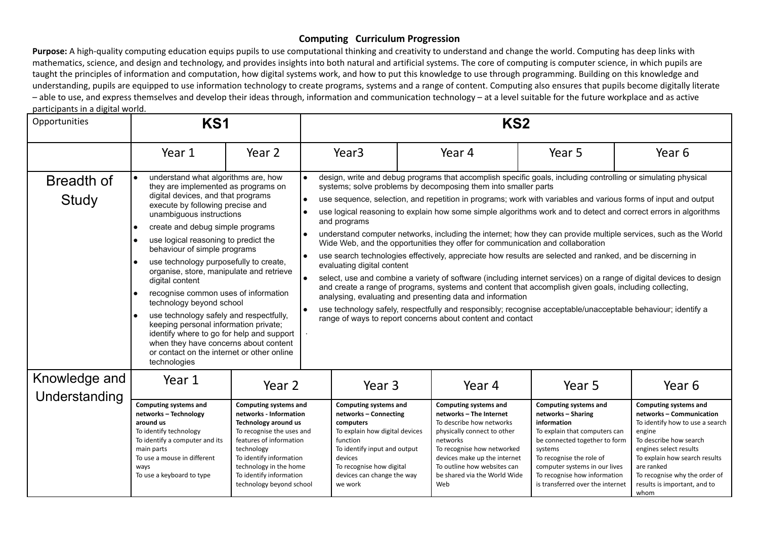# Computing Curriculum Progression

**Purpose:** A high-quality computing education equips pupils to use computational thinking and creativity to understand and change the world. Computing has deep links with mathematics, science, and design and technology, and provides insights into both natural and artificial systems. The core of computing is computer science, in which pupils are taught the principles of information and computation, how digital systems work, and how to put this knowledge to use through programming. Building on this knowledge and understanding, pupils are equipped to use information technology to create programs, systems and a range of content. Computing also ensures that pupils become digitally literate – able to use, and express themselves and develop their ideas through, information and communication technology – at a level suitable for the future workplace and as active participants in a digital world.

| Opportunities | KS1 | | KS2 | | | |
|---|---|---|---|---|---|---|
| | Year 1 | Year 2 | Year3 | Year 4 | Year 5 | Year 6 |
| Breadth of Study | • understand what algorithms are, how they are implemented as programs on digital devices, and that programs execute by following precise and unambiguous instructions<br>• create and debug simple programs<br>• use logical reasoning to predict the behaviour of simple programs<br>• use technology purposefully to create, organise, store, manipulate and retrieve digital content<br>• recognise common uses of information technology beyond school<br>• use technology safely and respectfully, keeping personal information private; identify where to go for help and support when they have concerns about content or contact on the internet or other online technologies | | • design, write and debug programs that accomplish specific goals, including controlling or simulating physical systems; solve problems by decomposing them into smaller parts<br>• use sequence, selection, and repetition in programs; work with variables and various forms of input and output<br>• use logical reasoning to explain how some simple algorithms work and to detect and correct errors in algorithms and programs<br>• understand computer networks, including the internet; how they can provide multiple services, such as the World Wide Web, and the opportunities they offer for communication and collaboration<br>• use search technologies effectively, appreciate how results are selected and ranked, and be discerning in evaluating digital content<br>• select, use and combine a variety of software (including internet services) on a range of digital devices to design and create a range of programs, systems and content that accomplish given goals, including collecting, analysing, evaluating and presenting data and information<br>• use technology safely, respectfully and responsibly; recognise acceptable/unacceptable behaviour; identify a range of ways to report concerns about content and contact | | | |
| Knowledge and Understanding | Year 1 | Year 2 | Year 3 | Year 4 | Year 5 | Year 6 |
| | **Computing systems and networks – Technology around us**<br>To identify technology<br>To identify a computer and its main parts<br>To use a mouse in different ways<br>To use a keyboard to type | **Computing systems and networks - Information Technology around us**<br>To recognise the uses and features of information technology<br>To identify information technology in the home<br>To identify information technology beyond school | **Computing systems and networks – Connecting computers**<br>To explain how digital devices function<br>To identify input and output devices<br>To recognise how digital devices can change the way we work | **Computing systems and networks – The Internet**<br>To describe how networks physically connect to other networks<br>To recognise how networked devices make up the internet<br>To outline how websites can be shared via the World Wide Web | **Computing systems and networks – Sharing information**<br>To explain that computers can be connected together to form systems<br>To recognise the role of computer systems in our lives<br>To recognise how information is transferred over the internet | **Computing systems and networks – Communication**<br>To identify how to use a search engine<br>To describe how search engines select results<br>To explain how search results are ranked<br>To recognise why the order of results is important, and to whom |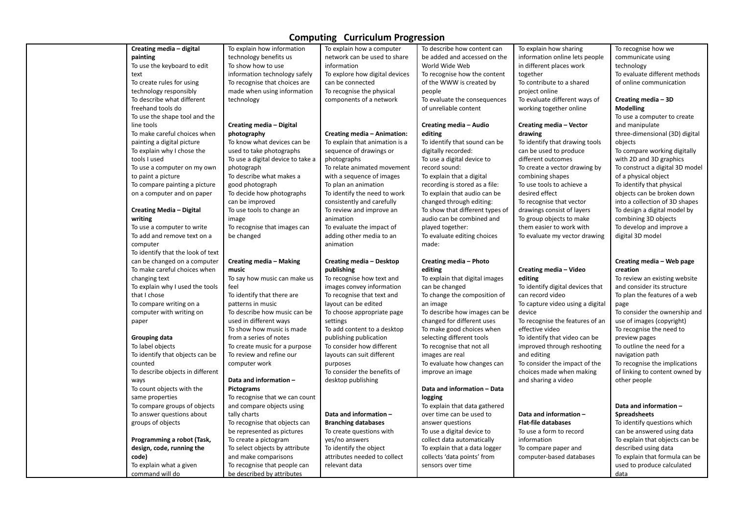# Computing Curriculum Progression

| | | | | | | |
|---|---|---|---|---|---|---|
| | **Creating media – digital painting**<br>To use the keyboard to edit text<br>To create rules for using technology responsibly<br>To describe what different freehand tools do<br>To use the shape tool and the line tools<br>To make careful choices when painting a digital picture<br>To explain why I chose the tools I used<br>To use a computer on my own to paint a picture<br>To compare painting a picture on a computer and on paper<br><br>**Creating Media – Digital writing**<br>To use a computer to write<br>To add and remove text on a computer<br>To identify that the look of text can be changed on a computer<br>To make careful choices when changing text<br>To explain why I used the tools that I chose<br>To compare writing on a computer with writing on paper<br><br>**Grouping data**<br>To label objects<br>To identify that objects can be counted<br>To describe objects in different ways<br>To count objects with the same properties<br>To compare groups of objects<br>To answer questions about groups of objects<br><br>**Programming a robot (Task, design, code, running the code)**<br>To explain what a given command will do | To explain how information technology benefits us<br>To show how to use information technology safely<br>To recognise that choices are made when using information technology<br><br>**Creating media – Digital photography**<br>To know what devices can be used to take photographs<br>To use a digital device to take a photograph<br>To describe what makes a good photograph<br>To decide how photographs can be improved<br>To use tools to change an image<br>To recognise that images can be changed<br><br>**Creating media – Making music**<br>To say how music can make us feel<br>To identify that there are patterns in music<br>To describe how music can be used in different ways<br>To show how music is made from a series of notes<br>To create music for a purpose<br>To review and refine our computer work<br><br>**Data and information – Pictograms**<br>To recognise that we can count and compare objects using tally charts<br>To recognise that objects can be represented as pictures<br>To create a pictogram<br>To select objects by attribute and make comparisons<br>To recognise that people can be described by attributes | To explain how a computer network can be used to share information<br>To explore how digital devices can be connected<br>To recognise the physical components of a network<br><br>**Creating media – Animation:**<br>To explain that animation is a sequence of drawings or photographs<br>To relate animated movement with a sequence of images<br>To plan an animation<br>To identify the need to work consistently and carefully<br>To review and improve an animation<br>To evaluate the impact of adding other media to an animation<br><br>**Creating media – Desktop publishing**<br>To recognise how text and images convey information<br>To recognise that text and layout can be edited<br>To choose appropriate page settings<br>To add content to a desktop publishing publication<br>To consider how different layouts can suit different purposes<br>To consider the benefits of desktop publishing<br><br>**Data and information – Branching databases**<br>To create questions with yes/no answers<br>To identify the object attributes needed to collect relevant data | To describe how content can be added and accessed on the World Wide Web<br>To recognise how the content of the WWW is created by people<br>To evaluate the consequences of unreliable content<br><br>**Creating media – Audio editing**<br>To identify that sound can be digitally recorded:<br>To use a digital device to record sound:<br>To explain that a digital recording is stored as a file:<br>To explain that audio can be changed through editing:<br>To show that different types of audio can be combined and played together:<br>To evaluate editing choices made:<br><br>**Creating media – Photo editing**<br>To explain that digital images can be changed<br>To change the composition of an image<br>To describe how images can be changed for different uses<br>To make good choices when selecting different tools<br>To recognise that not all images are real<br>To evaluate how changes can improve an image<br><br>**Data and information – Data logging**<br>To explain that data gathered over time can be used to answer questions<br>To use a digital device to collect data automatically<br>To explain that a data logger collects 'data points' from sensors over time | To explain how sharing information online lets people in different places work together<br>To contribute to a shared project online<br>To evaluate different ways of working together online<br><br>**Creating media – Vector drawing**<br>To identify that drawing tools can be used to produce different outcomes<br>To create a vector drawing by combining shapes<br>To use tools to achieve a desired effect<br>To recognise that vector drawings consist of layers<br>To group objects to make them easier to work with<br>To evaluate my vector drawing<br><br>**Creating media – Video editing**<br>To identify digital devices that can record video<br>To capture video using a digital device<br>To recognise the features of an effective video<br>To identify that video can be improved through reshooting and editing<br>To consider the impact of the choices made when making and sharing a video<br><br>**Data and information – Flat-file databases**<br>To use a form to record information<br>To compare paper and computer-based databases | To recognise how we communicate using technology<br>To evaluate different methods of online communication<br><br>**Creating media – 3D Modelling**<br>To use a computer to create and manipulate three-dimensional (3D) digital objects<br>To compare working digitally with 2D and 3D graphics<br>To construct a digital 3D model of a physical object<br>To identify that physical objects can be broken down into a collection of 3D shapes<br>To design a digital model by combining 3D objects<br>To develop and improve a digital 3D model<br><br>**Creating media – Web page creation**<br>To review an existing website and consider its structure<br>To plan the features of a web page<br>To consider the ownership and use of images (copyright)<br>To recognise the need to preview pages<br>To outline the need for a navigation path<br>To recognise the implications of linking to content owned by other people<br><br>**Data and information – Spreadsheets**<br>To identify questions which can be answered using data<br>To explain that objects can be described using data<br>To explain that formula can be used to produce calculated data |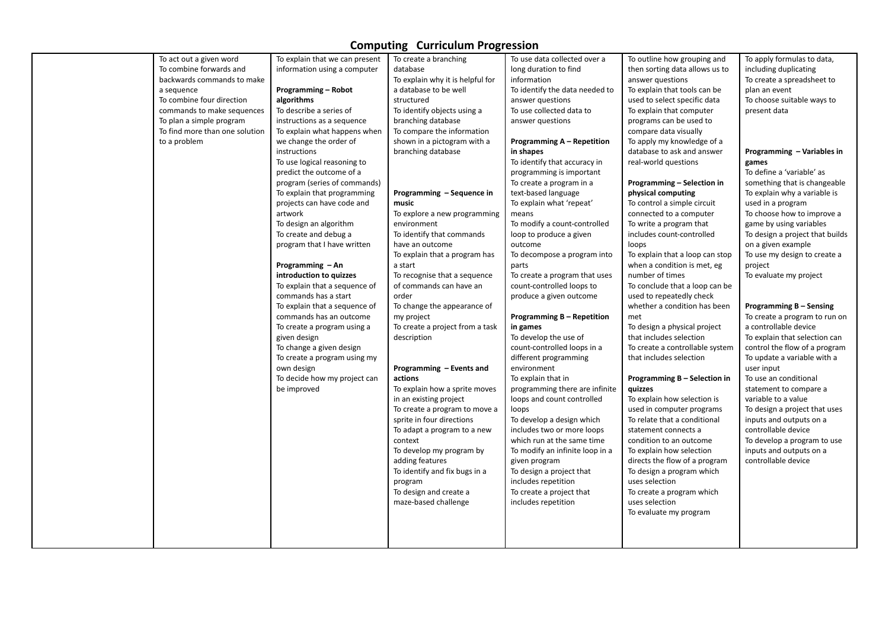# Computing Curriculum Progression

| | | | | | | |
|---|---|---|---|---|---|---|
| | To act out a given word<br>To combine forwards and backwards commands to make a sequence<br>To combine four direction commands to make sequences<br>To plan a simple program<br>To find more than one solution to a problem | To explain that we can present information using a computer<br><br>**Programming – Robot algorithms**<br>To describe a series of instructions as a sequence<br>To explain what happens when we change the order of instructions<br>To use logical reasoning to predict the outcome of a program (series of commands)<br>To explain that programming projects can have code and artwork<br>To design an algorithm<br>To create and debug a program that I have written<br><br>**Programming – An introduction to quizzes**<br>To explain that a sequence of commands has a start<br>To explain that a sequence of commands has an outcome<br>To create a program using a given design<br>To change a given design<br>To create a program using my own design<br>To decide how my project can be improved | To create a branching database<br>To explain why it is helpful for a database to be well structured<br>To identify objects using a branching database<br>To compare the information shown in a pictogram with a branching database<br><br>**Programming – Sequence in music**<br>To explore a new programming environment<br>To identify that commands have an outcome<br>To explain that a program has a start<br>To recognise that a sequence of commands can have an order<br>To change the appearance of my project<br>To create a project from a task description<br><br>**Programming – Events and actions**<br>To explain how a sprite moves in an existing project<br>To create a program to move a sprite in four directions<br>To adapt a program to a new context<br>To develop my program by adding features<br>To identify and fix bugs in a program<br>To design and create a maze-based challenge | To use data collected over a long duration to find information<br>To identify the data needed to answer questions<br>To use collected data to answer questions<br><br>**Programming A – Repetition in shapes**<br>To identify that accuracy in programming is important<br>To create a program in a text-based language<br>To explain what 'repeat' means<br>To modify a count-controlled loop to produce a given outcome<br>To decompose a program into parts<br>To create a program that uses count-controlled loops to produce a given outcome<br><br>**Programming B – Repetition in games**<br>To develop the use of count-controlled loops in a different programming environment<br>To explain that in programming there are infinite loops and count controlled loops<br>To develop a design which includes two or more loops which run at the same time<br>To modify an infinite loop in a given program<br>To design a project that includes repetition<br>To create a project that includes repetition | To outline how grouping and then sorting data allows us to answer questions<br>To explain that tools can be used to select specific data<br>To explain that computer programs can be used to compare data visually<br>To apply my knowledge of a database to ask and answer real-world questions<br><br>**Programming – Selection in physical computing**<br>To control a simple circuit connected to a computer<br>To write a program that includes count-controlled loops<br>To explain that a loop can stop when a condition is met, eg number of times<br>To conclude that a loop can be used to repeatedly check whether a condition has been met<br>To design a physical project that includes selection<br>To create a controllable system that includes selection<br><br>**Programming B – Selection in quizzes**<br>To explain how selection is used in computer programs<br>To relate that a conditional statement connects a condition to an outcome<br>To explain how selection directs the flow of a program<br>To design a program which uses selection<br>To create a program which uses selection<br>To evaluate my program | To apply formulas to data, including duplicating<br>To create a spreadsheet to plan an event<br>To choose suitable ways to present data<br><br>**Programming – Variables in games**<br>To define a 'variable' as something that is changeable<br>To explain why a variable is used in a program<br>To choose how to improve a game by using variables<br>To design a project that builds on a given example<br>To use my design to create a project<br>To evaluate my project<br><br>**Programming B – Sensing**<br>To create a program to run on a controllable device<br>To explain that selection can control the flow of a program<br>To update a variable with a user input<br>To use an conditional statement to compare a variable to a value<br>To design a project that uses inputs and outputs on a controllable device<br>To develop a program to use inputs and outputs on a controllable device |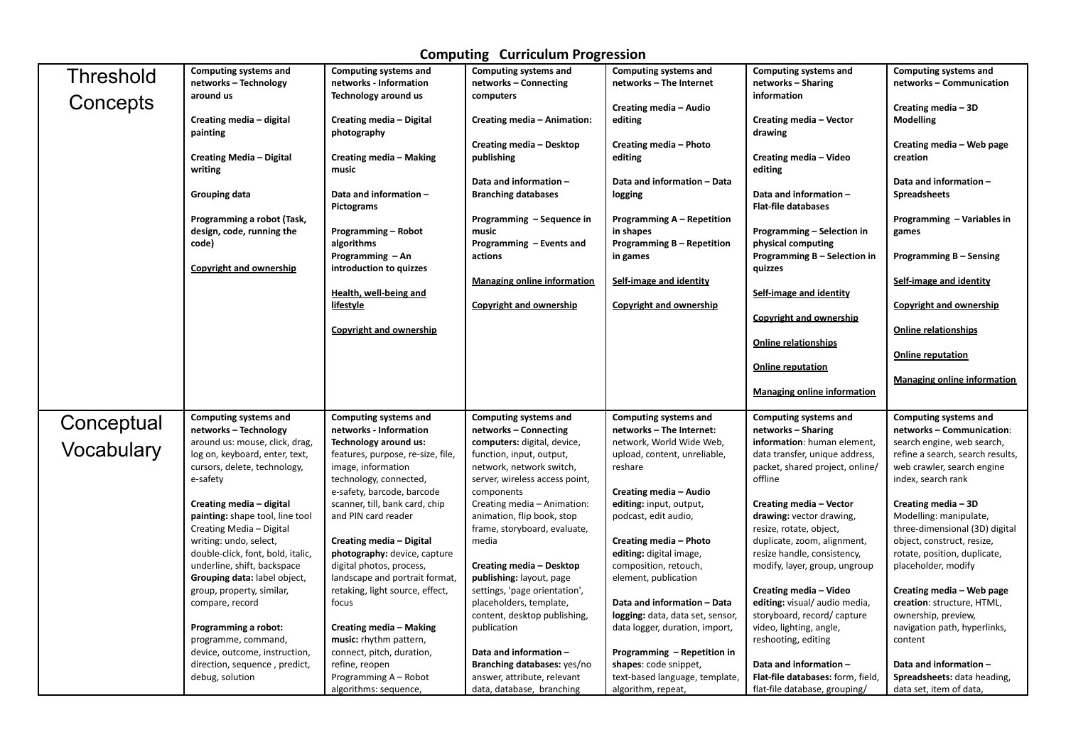# Computing Curriculum Progression

| | | | | | | |
|---|---|---|---|---|---|---|
| Threshold Concepts | **Computing systems and networks – Technology around us**<br><br>**Creating media – digital painting**<br><br>**Creating Media – Digital writing**<br><br>**Grouping data**<br><br>**Programming a robot (Task, design, code, running the code)**<br><br>**Copyright and ownership** | **Computing systems and networks - Information Technology around us**<br><br>**Creating media – Digital photography**<br><br>**Creating media – Making music**<br><br>**Data and information – Pictograms**<br><br>**Programming – Robot algorithms**<br>**Programming – An introduction to quizzes**<br><br>**Health, well-being and lifestyle**<br><br>**Copyright and ownership** | **Computing systems and networks – Connecting computers**<br><br>**Creating media – Animation:**<br><br>**Creating media – Desktop publishing**<br><br>**Data and information – Branching databases**<br><br>**Programming – Sequence in music**<br>**Programming – Events and actions**<br><br>**Managing online information**<br><br>**Copyright and ownership** | **Computing systems and networks – The Internet**<br><br>**Creating media – Audio editing**<br><br>**Creating media – Photo editing**<br><br>**Data and information – Data logging**<br><br>**Programming A – Repetition in shapes**<br>**Programming B – Repetition in games**<br><br>**Self-image and identity**<br><br>**Copyright and ownership** | **Computing systems and networks – Sharing information**<br><br>**Creating media – Vector drawing**<br><br>**Creating media – Video editing**<br><br>**Data and information – Flat-file databases**<br><br>**Programming – Selection in physical computing**<br>**Programming B – Selection in quizzes**<br><br>**Self-image and identity**<br><br>**Copyright and ownership**<br><br>**Online relationships**<br><br>**Online reputation**<br><br>**Managing online information** | **Computing systems and networks – Communication**<br><br>**Creating media – 3D Modelling**<br><br>**Creating media – Web page creation**<br><br>**Data and information – Spreadsheets**<br><br>**Programming – Variables in games**<br><br>**Programming B – Sensing**<br><br>**Self-image and identity**<br><br>**Copyright and ownership**<br><br>**Online relationships**<br><br>**Online reputation**<br><br>**Managing online information** |
| Conceptual Vocabulary | **Computing systems and networks – Technology** around us: mouse, click, drag, log on, keyboard, enter, text, cursors, delete, technology, e-safety<br><br>**Creating media – digital painting:** shape tool, line tool Creating Media – Digital writing: undo, select, double-click, font, bold, italic, underline, shift, backspace **Grouping data:** label object, group, property, similar, compare, record<br><br>**Programming a robot:** programme, command, device, outcome, instruction, direction, sequence , predict, debug, solution | **Computing systems and networks - Information Technology around us:** features, purpose, re-size, file, image, information technology, connected, e-safety, barcode, barcode scanner, till, bank card, chip and PIN card reader<br><br>**Creating media – Digital photography:** device, capture digital photos, process, landscape and portrait format, retaking, light source, effect, focus<br><br>**Creating media – Making music:** rhythm pattern, connect, pitch, duration, refine, reopen Programming A – Robot algorithms: sequence, | **Computing systems and networks – Connecting computers:** digital, device, function, input, output, network, network switch, server, wireless access point, components Creating media – Animation: animation, flip book, stop frame, storyboard, evaluate, media<br><br>**Creating media – Desktop publishing:** layout, page settings, 'page orientation', placeholders, template, content, desktop publishing, publication<br><br>**Data and information – Branching databases:** yes/no answer, attribute, relevant data, database, branching | **Computing systems and networks – The Internet:** network, World Wide Web, upload, content, unreliable, reshare<br><br>**Creating media – Audio editing:** input, output, podcast, edit audio,<br><br>**Creating media – Photo editing:** digital image, composition, retouch, element, publication<br><br>**Data and information – Data logging:** data, data set, sensor, data logger, duration, import,<br><br>**Programming – Repetition in shapes**: code snippet, text-based language, template, algorithm, repeat, | **Computing systems and networks – Sharing information**: human element, data transfer, unique address, packet, shared project, online/ offline<br><br>**Creating media – Vector drawing:** vector drawing, resize, rotate, object, duplicate, zoom, alignment, resize handle, consistency, modify, layer, group, ungroup<br><br>**Creating media – Video editing:** visual/ audio media, storyboard, record/ capture video, lighting, angle, reshooting, editing<br><br>**Data and information – Flat-file databases:** form, field, flat-file database, grouping/ | **Computing systems and networks – Communication**: search engine, web search, refine a search, search results, web crawler, search engine index, search rank<br><br>**Creating media – 3D** Modelling: manipulate, three-dimensional (3D) digital object, construct, resize, rotate, position, duplicate, placeholder, modify<br><br>**Creating media – Web page creation**: structure, HTML, ownership, preview, navigation path, hyperlinks, content<br><br>**Data and information – Spreadsheets:** data heading, data set, item of data, |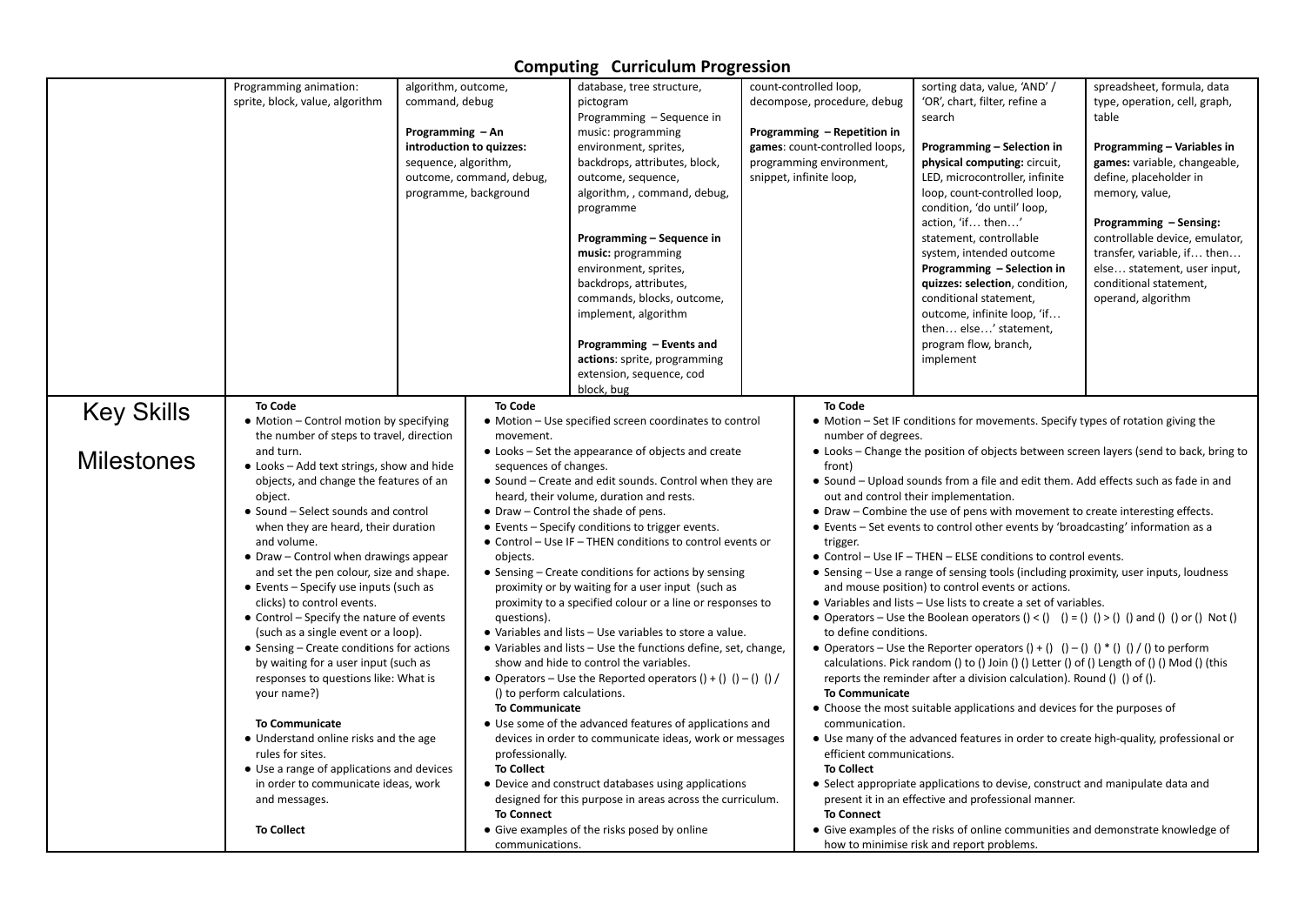# Computing Curriculum Progression

| | | | | | | |
|---|---|---|---|---|---|---|
| | Programming animation: sprite, block, value, algorithm | algorithm, outcome, command, debug<br><br>**Programming – An introduction to quizzes:** sequence, algorithm, outcome, command, debug, programme, background | database, tree structure, pictogram<br>Programming – Sequence in music: programming environment, sprites, backdrops, attributes, block, outcome, sequence, algorithm, , command, debug, programme<br><br>**Programming – Sequence in music:** programming environment, sprites, backdrops, attributes, commands, blocks, outcome, implement, algorithm<br><br>**Programming – Events and actions**: sprite, programming extension, sequence, cod block, bug | count-controlled loop, decompose, procedure, debug<br><br>**Programming – Repetition in games**: count-controlled loops, programming environment, snippet, infinite loop, | sorting data, value, 'AND' / 'OR', chart, filter, refine a search<br><br>**Programming – Selection in physical computing:** circuit, LED, microcontroller, infinite loop, count-controlled loop, condition, 'do until' loop, action, 'if… then…' statement, controllable system, intended outcome<br>**Programming – Selection in quizzes: selection**, condition, conditional statement, outcome, infinite loop, 'if… then… else…' statement, program flow, branch, implement | spreadsheet, formula, data type, operation, cell, graph, table<br><br>**Programming – Variables in games:** variable, changeable, define, placeholder in memory, value,<br><br>**Programming – Sensing:** controllable device, emulator, transfer, variable, if… then… else… statement, user input, conditional statement, operand, algorithm |
| Key Skills Milestones | **To Code**<br>● Motion – Control motion by specifying the number of steps to travel, direction and turn.<br>● Looks – Add text strings, show and hide objects, and change the features of an object.<br>● Sound – Select sounds and control when they are heard, their duration and volume.<br>● Draw – Control when drawings appear and set the pen colour, size and shape.<br>● Events – Specify use inputs (such as clicks) to control events.<br>● Control – Specify the nature of events (such as a single event or a loop).<br>● Sensing – Create conditions for actions by waiting for a user input (such as responses to questions like: What is your name?)<br><br>**To Communicate**<br>● Understand online risks and the age rules for sites.<br>● Use a range of applications and devices in order to communicate ideas, work and messages.<br><br>**To Collect** | | **To Code**<br>● Motion – Use specified screen coordinates to control movement.<br>● Looks – Set the appearance of objects and create sequences of changes.<br>● Sound – Create and edit sounds. Control when they are heard, their volume, duration and rests.<br>● Draw – Control the shade of pens.<br>● Events – Specify conditions to trigger events.<br>● Control – Use IF – THEN conditions to control events or objects.<br>● Sensing – Create conditions for actions by sensing proximity or by waiting for a user input (such as proximity to a specified colour or a line or responses to questions).<br>● Variables and lists – Use variables to store a value.<br>● Variables and lists – Use the functions define, set, change, show and hide to control the variables.<br>● Operators – Use the Reported operators () + () () – () () / () to perform calculations.<br>**To Communicate**<br>● Use some of the advanced features of applications and devices in order to communicate ideas, work or messages professionally.<br>**To Collect**<br>● Device and construct databases using applications designed for this purpose in areas across the curriculum.<br>**To Connect**<br>● Give examples of the risks posed by online communications. | | **To Code**<br>● Motion – Set IF conditions for movements. Specify types of rotation giving the number of degrees.<br>● Looks – Change the position of objects between screen layers (send to back, bring to front)<br>● Sound – Upload sounds from a file and edit them. Add effects such as fade in and out and control their implementation.<br>● Draw – Combine the use of pens with movement to create interesting effects.<br>● Events – Set events to control other events by 'broadcasting' information as a trigger.<br>● Control – Use IF – THEN – ELSE conditions to control events.<br>● Sensing – Use a range of sensing tools (including proximity, user inputs, loudness and mouse position) to control events or actions.<br>● Variables and lists – Use lists to create a set of variables.<br>● Operators – Use the Boolean operators () < () () = () () > () () and () () or () Not () to define conditions.<br>● Operators – Use the Reporter operators () + () () – () () * () () / () to perform calculations. Pick random () to () Join () () Letter () of () Length of () () Mod () (this reports the reminder after a division calculation). Round () () of ().<br>**To Communicate**<br>● Choose the most suitable applications and devices for the purposes of communication.<br>● Use many of the advanced features in order to create high-quality, professional or efficient communications.<br>**To Collect**<br>● Select appropriate applications to devise, construct and manipulate data and present it in an effective and professional manner.<br>**To Connect**<br>● Give examples of the risks of online communities and demonstrate knowledge of how to minimise risk and report problems. | |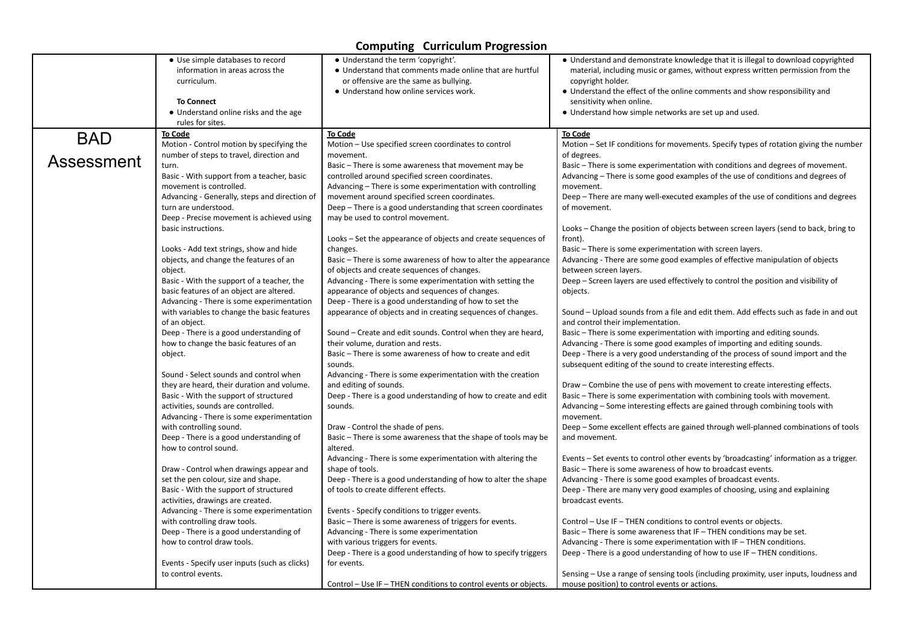# Computing Curriculum Progression

| | | | |
|---|---|---|---|
| | ● Use simple databases to record information in areas across the curriculum.<br><br>**To Connect**<br>● Understand online risks and the age rules for sites. | ● Understand the term 'copyright'.<br>● Understand that comments made online that are hurtful or offensive are the same as bullying.<br>● Understand how online services work. | ● Understand and demonstrate knowledge that it is illegal to download copyrighted material, including music or games, without express written permission from the copyright holder.<br>● Understand the effect of the online comments and show responsibility and sensitivity when online.<br>● Understand how simple networks are set up and used. |
| BAD Assessment | **To Code**<br>Motion - Control motion by specifying the number of steps to travel, direction and turn.<br>Basic - With support from a teacher, basic movement is controlled.<br>Advancing - Generally, steps and direction of turn are understood.<br>Deep - Precise movement is achieved using basic instructions.<br><br>Looks - Add text strings, show and hide objects, and change the features of an object.<br>Basic - With the support of a teacher, the basic features of an object are altered.<br>Advancing - There is some experimentation with variables to change the basic features of an object.<br>Deep - There is a good understanding of how to change the basic features of an object.<br><br>Sound - Select sounds and control when they are heard, their duration and volume.<br>Basic - With the support of structured activities, sounds are controlled.<br>Advancing - There is some experimentation with controlling sound.<br>Deep - There is a good understanding of how to control sound.<br><br>Draw - Control when drawings appear and set the pen colour, size and shape.<br>Basic - With the support of structured activities, drawings are created.<br>Advancing - There is some experimentation with controlling draw tools.<br>Deep - There is a good understanding of how to control draw tools.<br><br>Events - Specify user inputs (such as clicks) to control events. | **To Code**<br>Motion – Use specified screen coordinates to control movement.<br>Basic – There is some awareness that movement may be controlled around specified screen coordinates.<br>Advancing – There is some experimentation with controlling movement around specified screen coordinates.<br>Deep – There is a good understanding that screen coordinates may be used to control movement.<br><br>Looks – Set the appearance of objects and create sequences of changes.<br>Basic – There is some awareness of how to alter the appearance of objects and create sequences of changes.<br>Advancing - There is some experimentation with setting the appearance of objects and sequences of changes.<br>Deep - There is a good understanding of how to set the appearance of objects and in creating sequences of changes.<br><br>Sound – Create and edit sounds. Control when they are heard, their volume, duration and rests.<br>Basic – There is some awareness of how to create and edit sounds.<br>Advancing - There is some experimentation with the creation and editing of sounds.<br>Deep - There is a good understanding of how to create and edit sounds.<br><br>Draw - Control the shade of pens.<br>Basic – There is some awareness that the shape of tools may be altered.<br>Advancing - There is some experimentation with altering the shape of tools.<br>Deep - There is a good understanding of how to alter the shape of tools to create different effects.<br><br>Events - Specify conditions to trigger events.<br>Basic – There is some awareness of triggers for events.<br>Advancing - There is some experimentation with various triggers for events.<br>Deep - There is a good understanding of how to specify triggers for events.<br><br>Control – Use IF – THEN conditions to control events or objects. | **To Code**<br>Motion – Set IF conditions for movements. Specify types of rotation giving the number of degrees.<br>Basic – There is some experimentation with conditions and degrees of movement.<br>Advancing – There is some good examples of the use of conditions and degrees of movement.<br>Deep – There are many well-executed examples of the use of conditions and degrees of movement.<br><br>Looks – Change the position of objects between screen layers (send to back, bring to front).<br>Basic – There is some experimentation with screen layers.<br>Advancing - There are some good examples of effective manipulation of objects between screen layers.<br>Deep – Screen layers are used effectively to control the position and visibility of objects.<br><br>Sound – Upload sounds from a file and edit them. Add effects such as fade in and out and control their implementation.<br>Basic – There is some experimentation with importing and editing sounds.<br>Advancing - There is some good examples of importing and editing sounds.<br>Deep - There is a very good understanding of the process of sound import and the subsequent editing of the sound to create interesting effects.<br><br>Draw – Combine the use of pens with movement to create interesting effects.<br>Basic – There is some experimentation with combining tools with movement.<br>Advancing – Some interesting effects are gained through combining tools with movement.<br>Deep – Some excellent effects are gained through well-planned combinations of tools and movement.<br><br>Events – Set events to control other events by 'broadcasting' information as a trigger.<br>Basic – There is some awareness of how to broadcast events.<br>Advancing - There is some good examples of broadcast events.<br>Deep - There are many very good examples of choosing, using and explaining broadcast events.<br><br>Control – Use IF – THEN conditions to control events or objects.<br>Basic – There is some awareness that IF – THEN conditions may be set.<br>Advancing - There is some experimentation with IF – THEN conditions.<br>Deep - There is a good understanding of how to use IF – THEN conditions.<br><br>Sensing – Use a range of sensing tools (including proximity, user inputs, loudness and mouse position) to control events or actions. |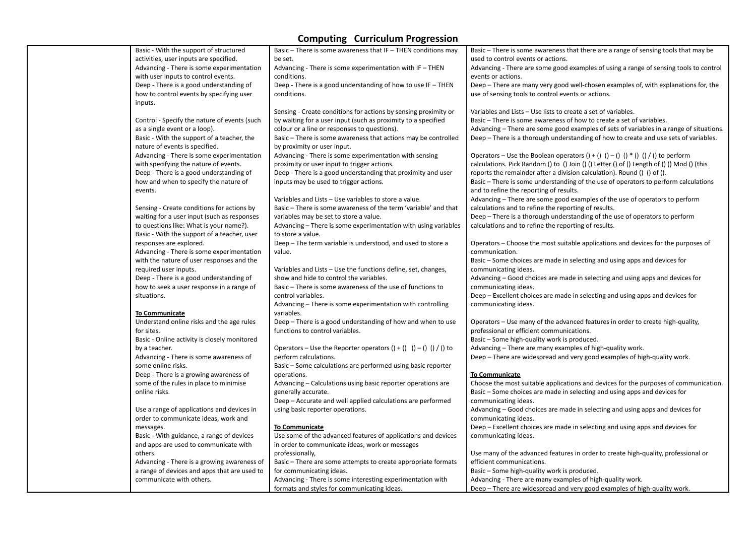# Computing Curriculum Progression

| | | | |
|---|---|---|---|
| | Basic - With the support of structured activities, user inputs are specified.<br>Advancing - There is some experimentation with user inputs to control events.<br>Deep - There is a good understanding of how to control events by specifying user inputs.<br><br>Control - Specify the nature of events (such as a single event or a loop).<br>Basic - With the support of a teacher, the nature of events is specified.<br>Advancing - There is some experimentation with specifying the nature of events.<br>Deep - There is a good understanding of how and when to specify the nature of events.<br><br>Sensing - Create conditions for actions by waiting for a user input (such as responses to questions like: What is your name?).<br>Basic - With the support of a teacher, user responses are explored.<br>Advancing - There is some experimentation with the nature of user responses and the required user inputs.<br>Deep - There is a good understanding of how to seek a user response in a range of situations.<br><br>**To Communicate**<br>Understand online risks and the age rules for sites.<br>Basic - Online activity is closely monitored by a teacher.<br>Advancing - There is some awareness of some online risks.<br>Deep - There is a growing awareness of some of the rules in place to minimise online risks.<br><br>Use a range of applications and devices in order to communicate ideas, work and messages.<br>Basic - With guidance, a range of devices and apps are used to communicate with others.<br>Advancing - There is a growing awareness of a range of devices and apps that are used to communicate with others. | Basic – There is some awareness that IF – THEN conditions may be set.<br>Advancing - There is some experimentation with IF – THEN conditions.<br>Deep - There is a good understanding of how to use IF – THEN conditions.<br><br>Sensing - Create conditions for actions by sensing proximity or by waiting for a user input (such as proximity to a specified colour or a line or responses to questions).<br>Basic – There is some awareness that actions may be controlled by proximity or user input.<br>Advancing - There is some experimentation with sensing proximity or user input to trigger actions.<br>Deep - There is a good understanding that proximity and user inputs may be used to trigger actions.<br><br>Variables and Lists – Use variables to store a value.<br>Basic – There is some awareness of the term 'variable' and that variables may be set to store a value.<br>Advancing – There is some experimentation with using variables to store a value.<br>Deep – The term variable is understood, and used to store a value.<br><br>Variables and Lists – Use the functions define, set, changes, show and hide to control the variables.<br>Basic – There is some awareness of the use of functions to control variables.<br>Advancing – There is some experimentation with controlling variables.<br>Deep – There is a good understanding of how and when to use functions to control variables.<br><br>Operators – Use the Reporter operators () + () () – () () / () to perform calculations.<br>Basic – Some calculations are performed using basic reporter operations.<br>Advancing – Calculations using basic reporter operations are generally accurate.<br>Deep – Accurate and well applied calculations are performed using basic reporter operations.<br><br>**To Communicate**<br>Use some of the advanced features of applications and devices in order to communicate ideas, work or messages professionally,<br>Basic – There are some attempts to create appropriate formats for communicating ideas.<br>Advancing - There is some interesting experimentation with formats and styles for communicating ideas. | Basic – There is some awareness that there are a range of sensing tools that may be used to control events or actions.<br>Advancing - There are some good examples of using a range of sensing tools to control events or actions.<br>Deep – There are many very good well-chosen examples of, with explanations for, the use of sensing tools to control events or actions.<br><br>Variables and Lists – Use lists to create a set of variables.<br>Basic – There is some awareness of how to create a set of variables.<br>Advancing – There are some good examples of sets of variables in a range of situations.<br>Deep – There is a thorough understanding of how to create and use sets of variables.<br><br>Operators – Use the Boolean operators () + () () – () () * () () / () to perform calculations. Pick Random () to () Join () () Letter () of () Length of () Mod () (this reports the remainder after a division calculation). Round () () of ().<br>Basic – There is some understanding of the use of operators to perform calculations and to refine the reporting of results.<br>Advancing – There are some good examples of the use of operators to perform calculations and to refine the reporting of results.<br>Deep – There is a thorough understanding of the use of operators to perform calculations and to refine the reporting of results.<br><br>Operators – Choose the most suitable applications and devices for the purposes of communication.<br>Basic – Some choices are made in selecting and using apps and devices for communicating ideas.<br>Advancing – Good choices are made in selecting and using apps and devices for communicating ideas.<br>Deep – Excellent choices are made in selecting and using apps and devices for communicating ideas.<br><br>Operators – Use many of the advanced features in order to create high-quality, professional or efficient communications.<br>Basic – Some high-quality work is produced.<br>Advancing – There are many examples of high-quality work.<br>Deep – There are widespread and very good examples of high-quality work.<br><br>**To Communicate**<br>Choose the most suitable applications and devices for the purposes of communication.<br>Basic – Some choices are made in selecting and using apps and devices for communicating ideas.<br>Advancing – Good choices are made in selecting and using apps and devices for communicating ideas.<br>Deep – Excellent choices are made in selecting and using apps and devices for communicating ideas.<br><br>Use many of the advanced features in order to create high-quality, professional or efficient communications.<br>Basic – Some high-quality work is produced.<br>Advancing - There are many examples of high-quality work.<br>Deep – There are widespread and very good examples of high-quality work. |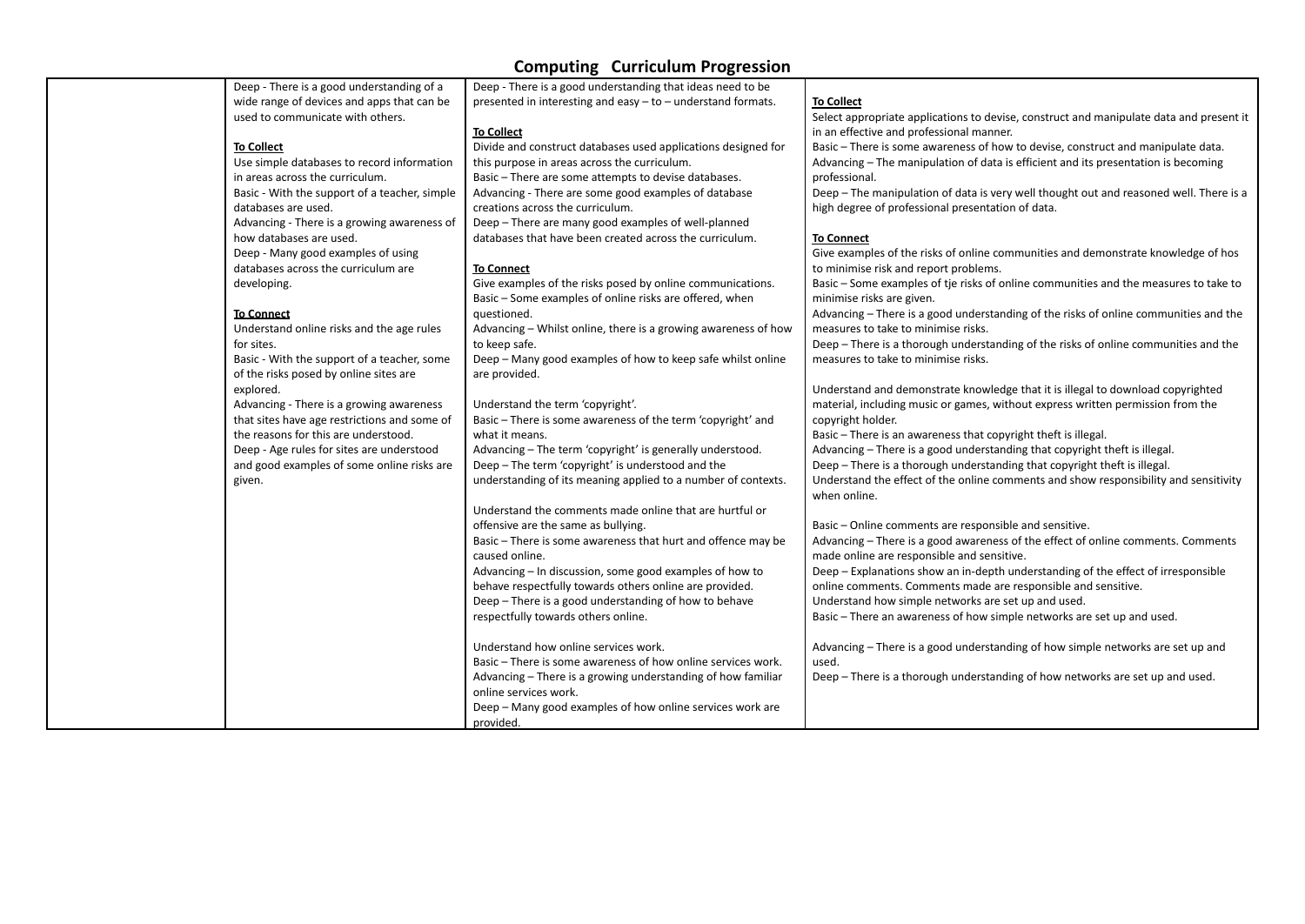# Computing Curriculum Progression

| | | | |
|---|---|---|---|
| | Deep - There is a good understanding of a wide range of devices and apps that can be used to communicate with others.<br><br>**To Collect**<br>Use simple databases to record information in areas across the curriculum.<br>Basic - With the support of a teacher, simple databases are used.<br>Advancing - There is a growing awareness of how databases are used.<br>Deep - Many good examples of using databases across the curriculum are developing.<br><br>**To Connect**<br>Understand online risks and the age rules for sites.<br>Basic - With the support of a teacher, some of the risks posed by online sites are explored.<br>Advancing - There is a growing awareness that sites have age restrictions and some of the reasons for this are understood.<br>Deep - Age rules for sites are understood and good examples of some online risks are given. | Deep - There is a good understanding that ideas need to be presented in interesting and easy – to – understand formats.<br><br>**To Collect**<br>Divide and construct databases used applications designed for this purpose in areas across the curriculum.<br>Basic – There are some attempts to devise databases.<br>Advancing - There are some good examples of database creations across the curriculum.<br>Deep – There are many good examples of well-planned databases that have been created across the curriculum.<br><br>**To Connect**<br>Give examples of the risks posed by online communications.<br>Basic – Some examples of online risks are offered, when questioned.<br>Advancing – Whilst online, there is a growing awareness of how to keep safe.<br>Deep – Many good examples of how to keep safe whilst online are provided.<br><br>Understand the term 'copyright'.<br>Basic – There is some awareness of the term 'copyright' and what it means.<br>Advancing – The term 'copyright' is generally understood.<br>Deep – The term 'copyright' is understood and the understanding of its meaning applied to a number of contexts.<br><br>Understand the comments made online that are hurtful or offensive are the same as bullying.<br>Basic – There is some awareness that hurt and offence may be caused online.<br>Advancing – In discussion, some good examples of how to behave respectfully towards others online are provided.<br>Deep – There is a good understanding of how to behave respectfully towards others online.<br><br>Understand how online services work.<br>Basic – There is some awareness of how online services work.<br>Advancing – There is a growing understanding of how familiar online services work.<br>Deep – Many good examples of how online services work are provided. | **To Collect**<br>Select appropriate applications to devise, construct and manipulate data and present it in an effective and professional manner.<br>Basic – There is some awareness of how to devise, construct and manipulate data.<br>Advancing – The manipulation of data is efficient and its presentation is becoming professional.<br>Deep – The manipulation of data is very well thought out and reasoned well. There is a high degree of professional presentation of data.<br><br>**To Connect**<br>Give examples of the risks of online communities and demonstrate knowledge of hos to minimise risk and report problems.<br>Basic – Some examples of tje risks of online communities and the measures to take to minimise risks are given.<br>Advancing – There is a good understanding of the risks of online communities and the measures to take to minimise risks.<br>Deep – There is a thorough understanding of the risks of online communities and the measures to take to minimise risks.<br><br>Understand and demonstrate knowledge that it is illegal to download copyrighted material, including music or games, without express written permission from the copyright holder.<br>Basic – There is an awareness that copyright theft is illegal.<br>Advancing – There is a good understanding that copyright theft is illegal.<br>Deep – There is a thorough understanding that copyright theft is illegal.<br>Understand the effect of the online comments and show responsibility and sensitivity when online.<br><br>Basic – Online comments are responsible and sensitive.<br>Advancing – There is a good awareness of the effect of online comments. Comments made online are responsible and sensitive.<br>Deep – Explanations show an in-depth understanding of the effect of irresponsible online comments. Comments made are responsible and sensitive.<br>Understand how simple networks are set up and used.<br>Basic – There an awareness of how simple networks are set up and used.<br><br>Advancing – There is a good understanding of how simple networks are set up and used.<br>Deep – There is a thorough understanding of how networks are set up and used. |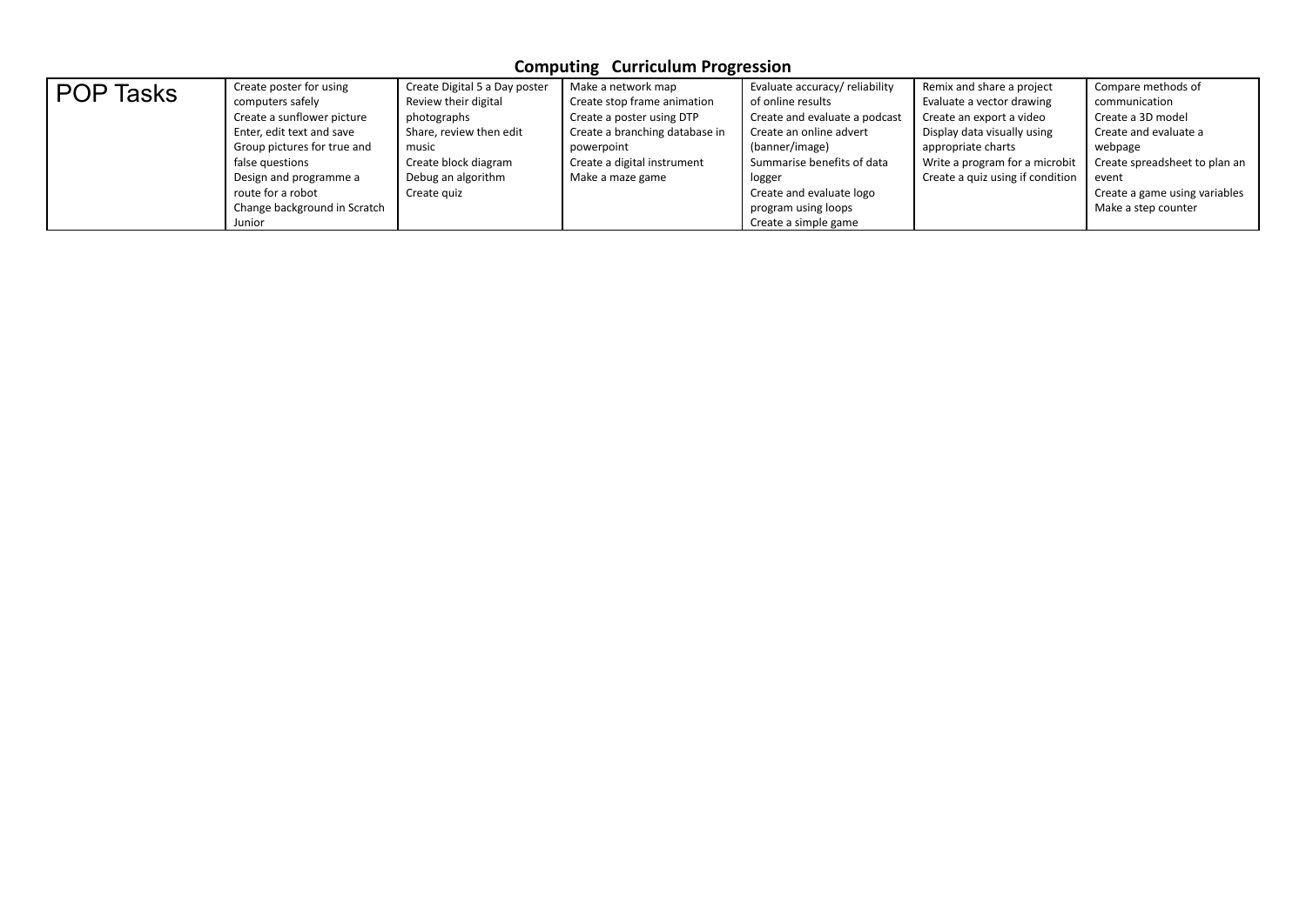# Computing Curriculum Progression

| | | | | | | |
|---|---|---|---|---|---|---|
| POP Tasks | Create poster for using computers safely<br>Create a sunflower picture<br>Enter, edit text and save<br>Group pictures for true and false questions<br>Design and programme a route for a robot<br>Change background in Scratch Junior | Create Digital 5 a Day poster<br>Review their digital photographs<br>Share, review then edit music<br>Create block diagram<br>Debug an algorithm<br>Create quiz | Make a network map<br>Create stop frame animation<br>Create a poster using DTP<br>Create a branching database in powerpoint<br>Create a digital instrument<br>Make a maze game | Evaluate accuracy/ reliability of online results<br>Create and evaluate a podcast<br>Create an online advert (banner/image)<br>Summarise benefits of data logger<br>Create and evaluate logo program using loops<br>Create a simple game | Remix and share a project<br>Evaluate a vector drawing<br>Create an export a video<br>Display data visually using appropriate charts<br>Write a program for a microbit<br>Create a quiz using if condition | Compare methods of communication<br>Create a 3D model<br>Create and evaluate a webpage<br>Create spreadsheet to plan an event<br>Create a game using variables<br>Make a step counter |